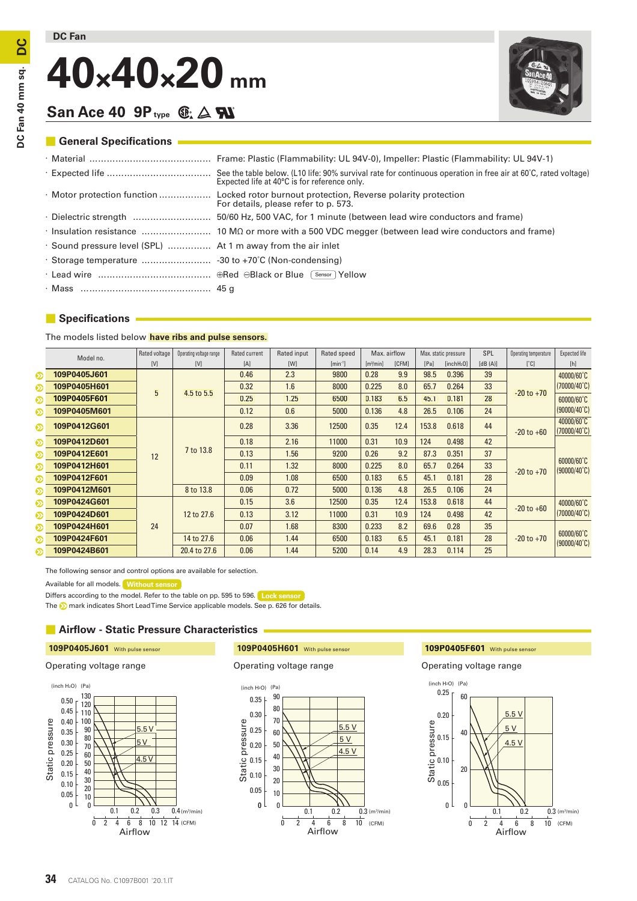DC Fan

# 40×40×20 mm

## San Ace 40 9P type

### General Specifications

- Material ........................................... Frame: Plastic (Flammability: UL 94V-0), Impeller: Plastic (Flammability: UL 94V-1)
- Expected life .................................... See the table below. (L10 life: 90% survival rate for continuous operation in free air at 60˚C, rated voltage) Expected life at 40°C is for reference only.
- Motor protection function .................. Locked rotor burnout protection, Reverse polarity protection For details, please refer to p. 573.
- Dielectric strength ........................... 50/60 Hz, 500 VAC, for 1 minute (between lead wire conductors and frame)
- Insulation resistance ........................ 10 MΩ or more with a 500 VDC megger (between lead wire conductors and frame)
- Sound pressure level (SPL) ............... At 1 m away from the air inlet
- Storage temperature ........................ -30 to +70˚C (Non-condensing)
- Lead wire ........................................ ⊕Red ⊖Black or Blue Sensor Yellow
- Mass ............................................... 45 g

### Specifications

The models listed below **have ribs and pulse sensors.**

| Model no. | Rated voltage [V] | Operating voltage range [V] | Rated current [A] | Rated input [W] | Rated speed [min⁻¹] | Max. airflow [m³/min] | Max. airflow [CFM] | Max. static pressure [Pa] | Max. static pressure [inchH₂O] | SPL [dB (A)] | Operating temperature [˚C] | Expected life [h] |
|---|---|---|---|---|---|---|---|---|---|---|---|---|
| 109P0405J601 | 5 | 4.5 to 5.5 | 0.46 | 2.3 | 9800 | 0.28 | 9.9 | 98.5 | 0.396 | 39 | -20 to +70 | 40000/60˚C (70000/40˚C) |
| 109P0405H601 | | | 0.32 | 1.6 | 8000 | 0.225 | 8.0 | 65.7 | 0.264 | 33 | | |
| 109P0405F601 | | | 0.25 | 1.25 | 6500 | 0.183 | 6.5 | 45.1 | 0.181 | 28 | | 60000/60˚C (90000/40˚C) |
| 109P0405M601 | | | 0.12 | 0.6 | 5000 | 0.136 | 4.8 | 26.5 | 0.106 | 24 | | |
| 109P0412G601 | 12 | 7 to 13.8 | 0.28 | 3.36 | 12500 | 0.35 | 12.4 | 153.8 | 0.618 | 44 | -20 to +60 | 40000/60˚C (70000/40˚C) |
| 109P0412D601 | | | 0.18 | 2.16 | 11000 | 0.31 | 10.9 | 124 | 0.498 | 42 | | |
| 109P0412E601 | | | 0.13 | 1.56 | 9200 | 0.26 | 9.2 | 87.3 | 0.351 | 37 | -20 to +70 | 60000/60˚C (90000/40˚C) |
| 109P0412H601 | | | 0.11 | 1.32 | 8000 | 0.225 | 8.0 | 65.7 | 0.264 | 33 | | |
| 109P0412F601 | | | 0.09 | 1.08 | 6500 | 0.183 | 6.5 | 45.1 | 0.181 | 28 | | |
| 109P0412M601 | | 8 to 13.8 | 0.06 | 0.72 | 5000 | 0.136 | 4.8 | 26.5 | 0.106 | 24 | | |
| 109P0424G601 | 24 | 12 to 27.6 | 0.15 | 3.6 | 12500 | 0.35 | 12.4 | 153.8 | 0.618 | 44 | -20 to +60 | 40000/60˚C (70000/40˚C) |
| 109P0424D601 | | | 0.13 | 3.12 | 11000 | 0.31 | 10.9 | 124 | 0.498 | 42 | | |
| 109P0424H601 | | | 0.07 | 1.68 | 8300 | 0.233 | 8.2 | 69.6 | 0.28 | 35 | -20 to +70 | 60000/60˚C (90000/40˚C) |
| 109P0424F601 | | 14 to 27.6 | 0.06 | 1.44 | 6500 | 0.183 | 6.5 | 45.1 | 0.181 | 28 | | |
| 109P0424B601 | | 20.4 to 27.6 | 0.06 | 1.44 | 5200 | 0.14 | 4.9 | 28.3 | 0.114 | 25 | | |

The following sensor and control options are available for selection.

Available for all models. **Without sensor**

Differs according to the model. Refer to the table on pp. 595 to 596. **Lock sensor**

The mark indicates Short Lead Time Service applicable models. See p. 626 for details.

### Airflow - Static Pressure Characteristics

**109P0405J601** With pulse sensor

Operating voltage range

**109P0405H601** With pulse sensor

Operating voltage range

**109P0405F601** With pulse sensor

Operating voltage range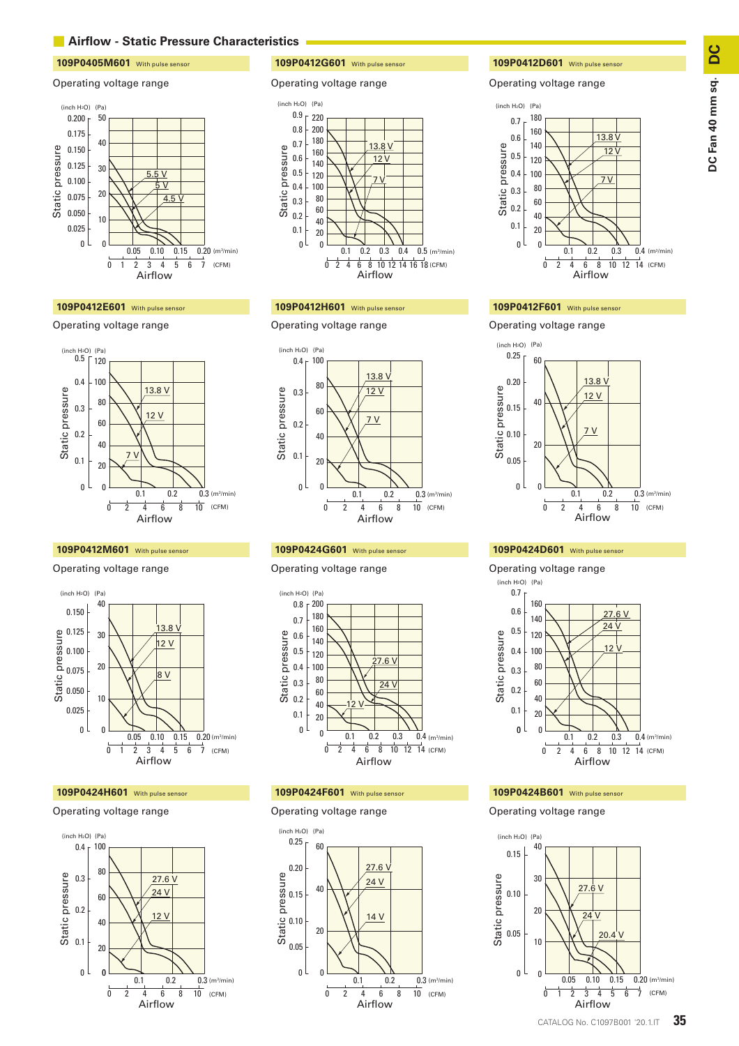## Airflow - Static Pressure Characteristics

### 109P0405M601 With pulse sensor

Operating voltage range

Static pressure (inch H₂O): 0, 0.025, 0.050, 0.075, 0.100, 0.125, 0.150, 0.175, 0.200
Static pressure (Pa): 0, 10, 20, 30, 40, 50

Curves: 5.5 V, 5 V, 4.5 V

Airflow ($m^3$/min): 0.05, 0.10, 0.15, 0.20
Airflow (CFM): 0, 1, 2, 3, 4, 5, 6, 7

### 109P0412G601 With pulse sensor

Operating voltage range

Static pressure (inch H₂O): 0, 0.1, 0.2, 0.3, 0.4, 0.5, 0.6, 0.7, 0.8, 0.9
Static pressure (Pa): 0, 20, 40, 60, 80, 100, 120, 140, 160, 180, 200, 220

Curves: 13.8 V, 12 V, 7 V

Airflow ($m^3$/min): 0.1, 0.2, 0.3, 0.4, 0.5
Airflow (CFM): 0, 2, 4, 6, 8, 10, 12, 14, 16, 18

### 109P0412D601 With pulse sensor

Operating voltage range

Static pressure (inch H₂O): 0, 0.1, 0.2, 0.3, 0.4, 0.5, 0.6, 0.7
Static pressure (Pa): 0, 20, 40, 60, 80, 100, 120, 140, 160, 180

Curves: 13.8 V, 12 V, 7 V

Airflow ($m^3$/min): 0.1, 0.2, 0.3, 0.4
Airflow (CFM): 0, 2, 4, 6, 8, 10, 12, 14

### 109P0412E601 With pulse sensor

Operating voltage range

Static pressure (inch H₂O): 0, 0.1, 0.2, 0.3, 0.4, 0.5
Static pressure (Pa): 0, 20, 40, 60, 80, 100, 120

Curves: 13.8 V, 12 V, 7 V

Airflow ($m^3$/min): 0.1, 0.2, 0.3
Airflow (CFM): 0, 2, 4, 6, 8, 10

### 109P0412H601 With pulse sensor

Operating voltage range

Static pressure (inch H₂O): 0, 0.1, 0.2, 0.3, 0.4
Static pressure (Pa): 0, 20, 40, 60, 80, 100

Curves: 13.8 V, 12 V, 7 V

Airflow ($m^3$/min): 0.1, 0.2, 0.3
Airflow (CFM): 0, 2, 4, 6, 8, 10

### 109P0412F601 With pulse sensor

Operating voltage range

Static pressure (inch H₂O): 0, 0.05, 0.10, 0.15, 0.20, 0.25
Static pressure (Pa): 0, 20, 40, 60

Curves: 13.8 V, 12 V, 7 V

Airflow ($m^3$/min): 0.1, 0.2, 0.3
Airflow (CFM): 0, 2, 4, 6, 8, 10

### 109P0412M601 With pulse sensor

Operating voltage range

Static pressure (inch H₂O): 0, 0.025, 0.050, 0.075, 0.100, 0.125, 0.150
Static pressure (Pa): 0, 10, 20, 30, 40

Curves: 13.8 V, 12 V, 8 V

Airflow ($m^3$/min): 0.05, 0.10, 0.15, 0.20
Airflow (CFM): 0, 1, 2, 3, 4, 5, 6, 7

### 109P0424G601 With pulse sensor

Operating voltage range

Static pressure (inch H₂O): 0, 0.1, 0.2, 0.3, 0.4, 0.5, 0.6, 0.7, 0.8
Static pressure (Pa): 0, 20, 40, 60, 80, 100, 120, 140, 160, 180, 200

Curves: 27.6 V, 24 V, 12 V

Airflow ($m^3$/min): 0.1, 0.2, 0.3, 0.4
Airflow (CFM): 0, 2, 4, 6, 8, 10, 12, 14

### 109P0424D601 With pulse sensor

Operating voltage range

Static pressure (inch H₂O): 0, 0.1, 0.2, 0.3, 0.4, 0.5, 0.6, 0.7
Static pressure (Pa): 0, 20, 40, 60, 80, 100, 120, 140, 160

Curves: 27.6 V, 24 V, 12 V

Airflow ($m^3$/min): 0.1, 0.2, 0.3, 0.4
Airflow (CFM): 0, 2, 4, 6, 8, 10, 12, 14

### 109P0424H601 With pulse sensor

Operating voltage range

Static pressure (inch H₂O): 0, 0.1, 0.2, 0.3, 0.4
Static pressure (Pa): 0, 20, 40, 60, 80, 100

Curves: 27.6 V, 24 V, 12 V

Airflow ($m^3$/min): 0.1, 0.2, 0.3
Airflow (CFM): 0, 2, 4, 6, 8, 10

### 109P0424F601 With pulse sensor

Operating voltage range

Static pressure (inch H₂O): 0, 0.05, 0.10, 0.15, 0.20, 0.25
Static pressure (Pa): 0, 20, 40, 60

Curves: 27.6 V, 24 V, 14 V

Airflow ($m^3$/min): 0.1, 0.2, 0.3
Airflow (CFM): 0, 2, 4, 6, 8, 10

### 109P0424B601 With pulse sensor

Operating voltage range

Static pressure (inch H₂O): 0, 0.05, 0.10, 0.15
Static pressure (Pa): 0, 10, 20, 30, 40

Curves: 27.6 V, 24 V, 20.4 V

Airflow ($m^3$/min): 0.05, 0.10, 0.15, 0.20
Airflow (CFM): 0, 1, 2, 3, 4, 5, 6, 7

CATALOG No. C1097B001 '20.1.IT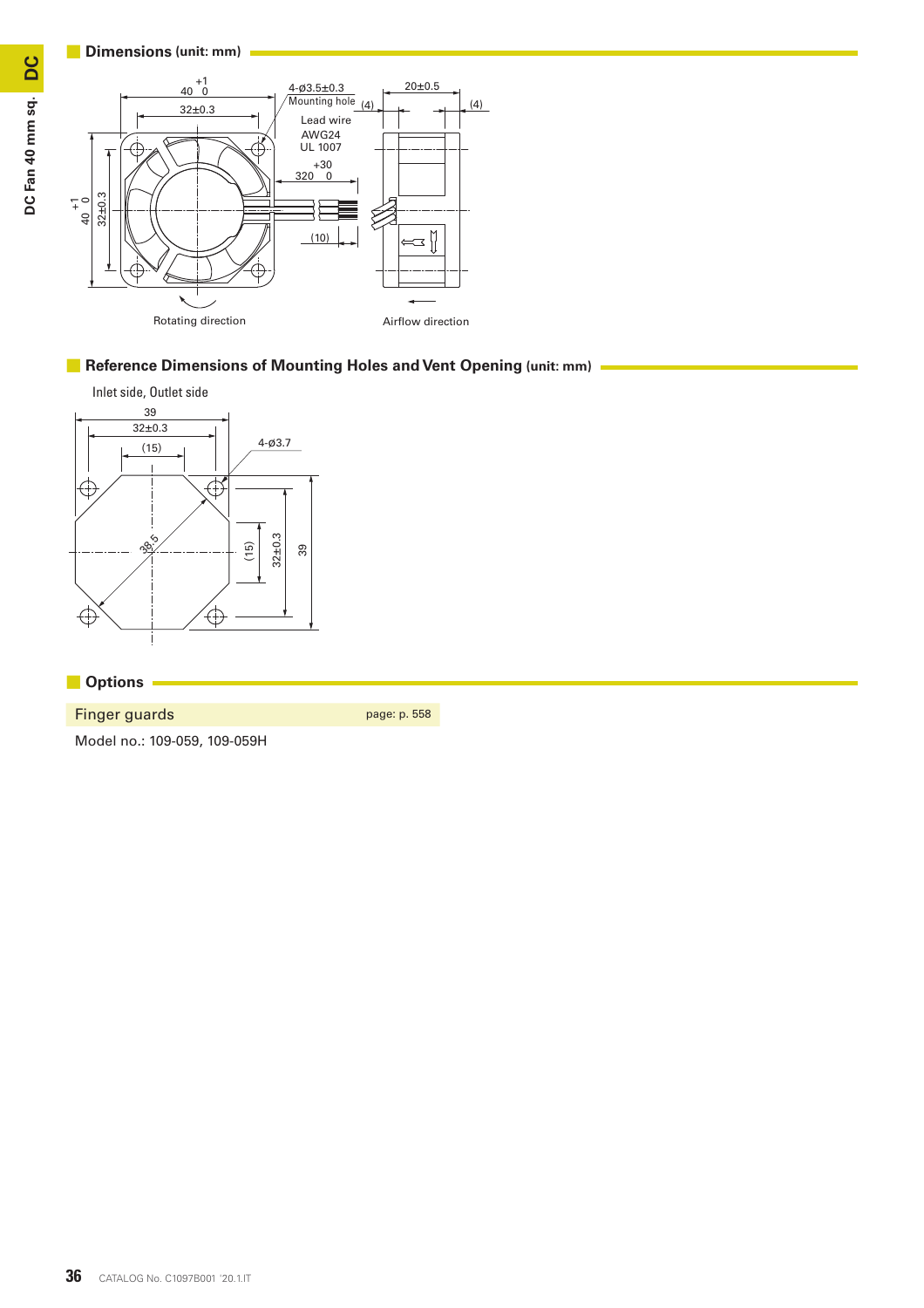## Dimensions (unit: mm)

40 +1/0
32±0.3
4-ø3.5±0.3
Mounting hole
(4)
20±0.5
(4)
Lead wire
AWG24
UL 1007
320 +30/0
(10)
40 +1/0
32±0.3

Rotating direction

Airflow direction

## Reference Dimensions of Mounting Holes and Vent Opening (unit: mm)

Inlet side, Outlet side

39
32±0.3
(15)
4-ø3.7
38.5
(15)
32±0.3
39

## Options

| Finger guards | page: p. 558 |
|---|---|

Model no.: 109-059, 109-059H